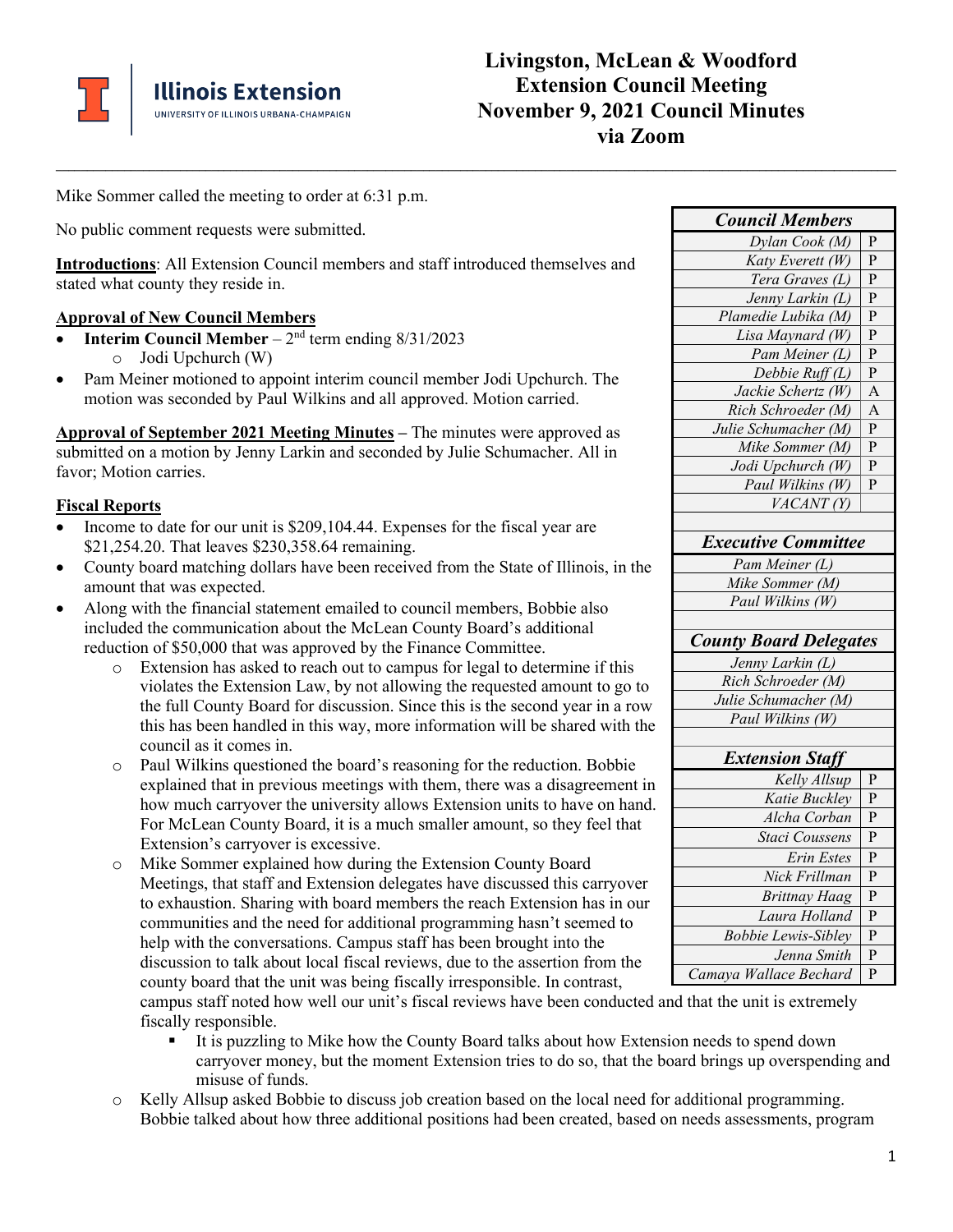# Livingston, McLean & Woodford Extension Council Meeting
## November 9, 2021 Council Minutes via Zoom

Mike Sommer called the meeting to order at 6:31 p.m.

No public comment requests were submitted.

**Introductions**: All Extension Council members and staff introduced themselves and stated what county they reside in.

**Approval of New Council Members**

- **Interim Council Member** – 2nd term ending 8/31/2023
  - Jodi Upchurch (W)
- Pam Meiner motioned to appoint interim council member Jodi Upchurch. The motion was seconded by Paul Wilkins and all approved. Motion carried.

**Approval of September 2021 Meeting Minutes** – The minutes were approved as submitted on a motion by Jenny Larkin and seconded by Julie Schumacher. All in favor; Motion carries.

**Fiscal Reports**

- Income to date for our unit is $209,104.44. Expenses for the fiscal year are $21,254.20. That leaves $230,358.64 remaining.
- County board matching dollars have been received from the State of Illinois, in the amount that was expected.
- Along with the financial statement emailed to council members, Bobbie also included the communication about the McLean County Board's additional reduction of $50,000 that was approved by the Finance Committee.
  - Extension has asked to reach out to campus for legal to determine if this violates the Extension Law, by not allowing the requested amount to go to the full County Board for discussion. Since this is the second year in a row this has been handled in this way, more information will be shared with the council as it comes in.
  - Paul Wilkins questioned the board's reasoning for the reduction. Bobbie explained that in previous meetings with them, there was a disagreement in how much carryover the university allows Extension units to have on hand. For McLean County Board, it is a much smaller amount, so they feel that Extension's carryover is excessive.
  - Mike Sommer explained how during the Extension County Board Meetings, that staff and Extension delegates have discussed this carryover to exhaustion. Sharing with board members the reach Extension has in our communities and the need for additional programming hasn't seemed to help with the conversations. Campus staff has been brought into the discussion to talk about local fiscal reviews, due to the assertion from the county board that the unit was being fiscally irresponsible. In contrast, campus staff noted how well our unit's fiscal reviews have been conducted and that the unit is extremely fiscally responsible.
    - It is puzzling to Mike how the County Board talks about how Extension needs to spend down carryover money, but the moment Extension tries to do so, that the board brings up overspending and misuse of funds.
  - Kelly Allsup asked Bobbie to discuss job creation based on the local need for additional programming. Bobbie talked about how three additional positions had been created, based on needs assessments, program

| *Council Members* | |
|---|---|
| *Dylan Cook (M)* | P |
| *Katy Everett (W)* | P |
| *Tera Graves (L)* | P |
| *Jenny Larkin (L)* | P |
| *Plamedie Lubika (M)* | P |
| *Lisa Maynard (W)* | P |
| *Pam Meiner (L)* | P |
| *Debbie Ruff (L)* | P |
| *Jackie Schertz (W)* | A |
| *Rich Schroeder (M)* | A |
| *Julie Schumacher (M)* | P |
| *Mike Sommer (M)* | P |
| *Jodi Upchurch (W)* | P |
| *Paul Wilkins (W)* | P |
| *VACANT (Y)* | |

| *Executive Committee* |
|---|
| *Pam Meiner (L)* |
| *Mike Sommer (M)* |
| *Paul Wilkins (W)* |

| *County Board Delegates* |
|---|
| *Jenny Larkin (L)* |
| *Rich Schroeder (M)* |
| *Julie Schumacher (M)* |
| *Paul Wilkins (W)* |

| *Extension Staff* | |
|---|---|
| *Kelly Allsup* | P |
| *Katie Buckley* | P |
| *Alcha Corban* | P |
| *Staci Coussens* | P |
| *Erin Estes* | P |
| *Nick Frillman* | P |
| *Brittnay Haag* | P |
| *Laura Holland* | P |
| *Bobbie Lewis-Sibley* | P |
| *Jenna Smith* | P |
| *Camaya Wallace Bechard* | P |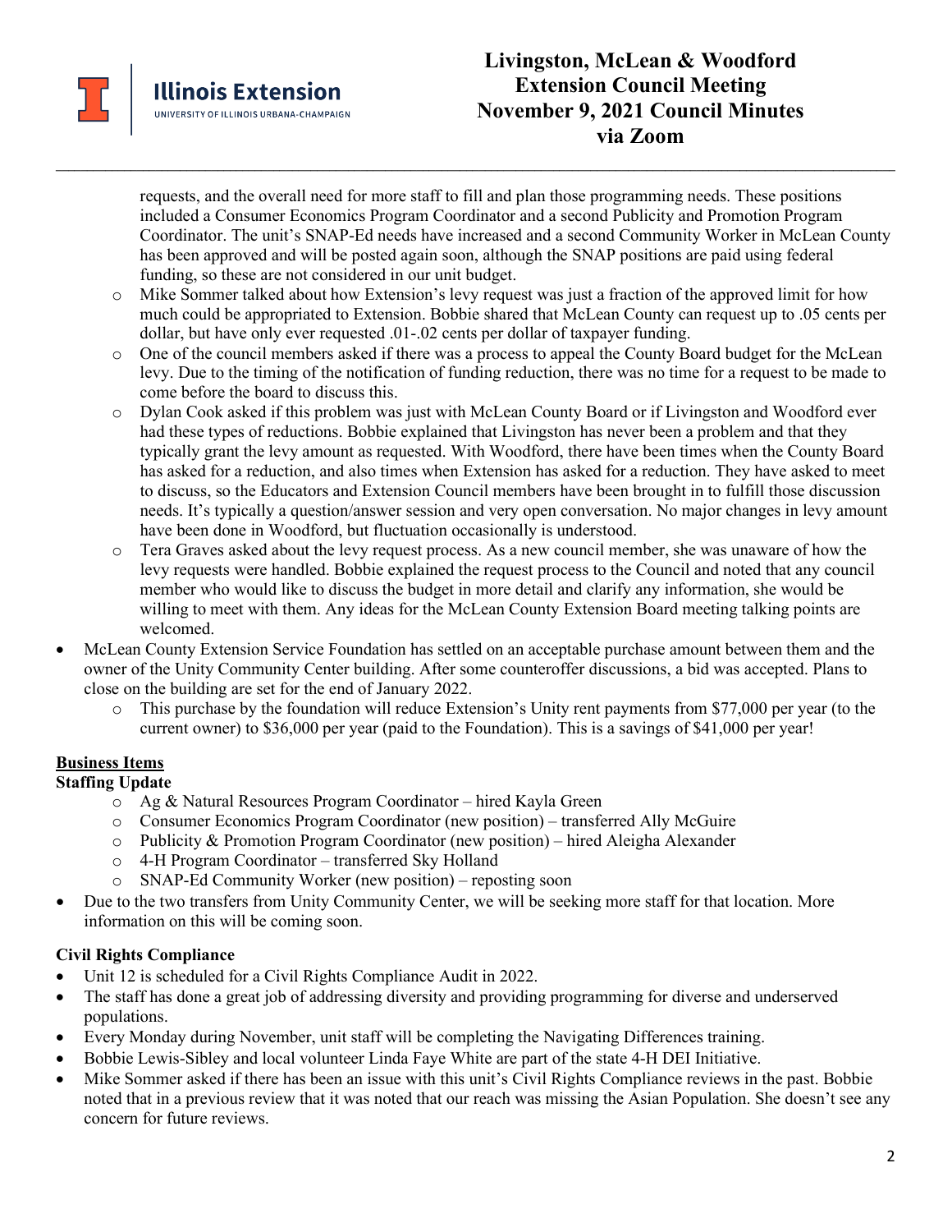requests, and the overall need for more staff to fill and plan those programming needs. These positions included a Consumer Economics Program Coordinator and a second Publicity and Promotion Program Coordinator. The unit's SNAP-Ed needs have increased and a second Community Worker in McLean County has been approved and will be posted again soon, although the SNAP positions are paid using federal funding, so these are not considered in our unit budget.

  - Mike Sommer talked about how Extension's levy request was just a fraction of the approved limit for how much could be appropriated to Extension. Bobbie shared that McLean County can request up to .05 cents per dollar, but have only ever requested .01-.02 cents per dollar of taxpayer funding.
  - One of the council members asked if there was a process to appeal the County Board budget for the McLean levy. Due to the timing of the notification of funding reduction, there was no time for a request to be made to come before the board to discuss this.
  - Dylan Cook asked if this problem was just with McLean County Board or if Livingston and Woodford ever had these types of reductions. Bobbie explained that Livingston has never been a problem and that they typically grant the levy amount as requested. With Woodford, there have been times when the County Board has asked for a reduction, and also times when Extension has asked for a reduction. They have asked to meet to discuss, so the Educators and Extension Council members have been brought in to fulfill those discussion needs. It's typically a question/answer session and very open conversation. No major changes in levy amount have been done in Woodford, but fluctuation occasionally is understood.
  - Tera Graves asked about the levy request process. As a new council member, she was unaware of how the levy requests were handled. Bobbie explained the request process to the Council and noted that any council member who would like to discuss the budget in more detail and clarify any information, she would be willing to meet with them. Any ideas for the McLean County Extension Board meeting talking points are welcomed.

- McLean County Extension Service Foundation has settled on an acceptable purchase amount between them and the owner of the Unity Community Center building. After some counteroffer discussions, a bid was accepted. Plans to close on the building are set for the end of January 2022.
  - This purchase by the foundation will reduce Extension's Unity rent payments from $77,000 per year (to the current owner) to $36,000 per year (paid to the Foundation). This is a savings of $41,000 per year!

## Business Items

### Staffing Update

  - Ag & Natural Resources Program Coordinator – hired Kayla Green
  - Consumer Economics Program Coordinator (new position) – transferred Ally McGuire
  - Publicity & Promotion Program Coordinator (new position) – hired Aleigha Alexander
  - 4-H Program Coordinator – transferred Sky Holland
  - SNAP-Ed Community Worker (new position) – reposting soon

- Due to the two transfers from Unity Community Center, we will be seeking more staff for that location. More information on this will be coming soon.

### Civil Rights Compliance

- Unit 12 is scheduled for a Civil Rights Compliance Audit in 2022.
- The staff has done a great job of addressing diversity and providing programming for diverse and underserved populations.
- Every Monday during November, unit staff will be completing the Navigating Differences training.
- Bobbie Lewis-Sibley and local volunteer Linda Faye White are part of the state 4-H DEI Initiative.
- Mike Sommer asked if there has been an issue with this unit's Civil Rights Compliance reviews in the past. Bobbie noted that in a previous review that it was noted that our reach was missing the Asian Population. She doesn't see any concern for future reviews.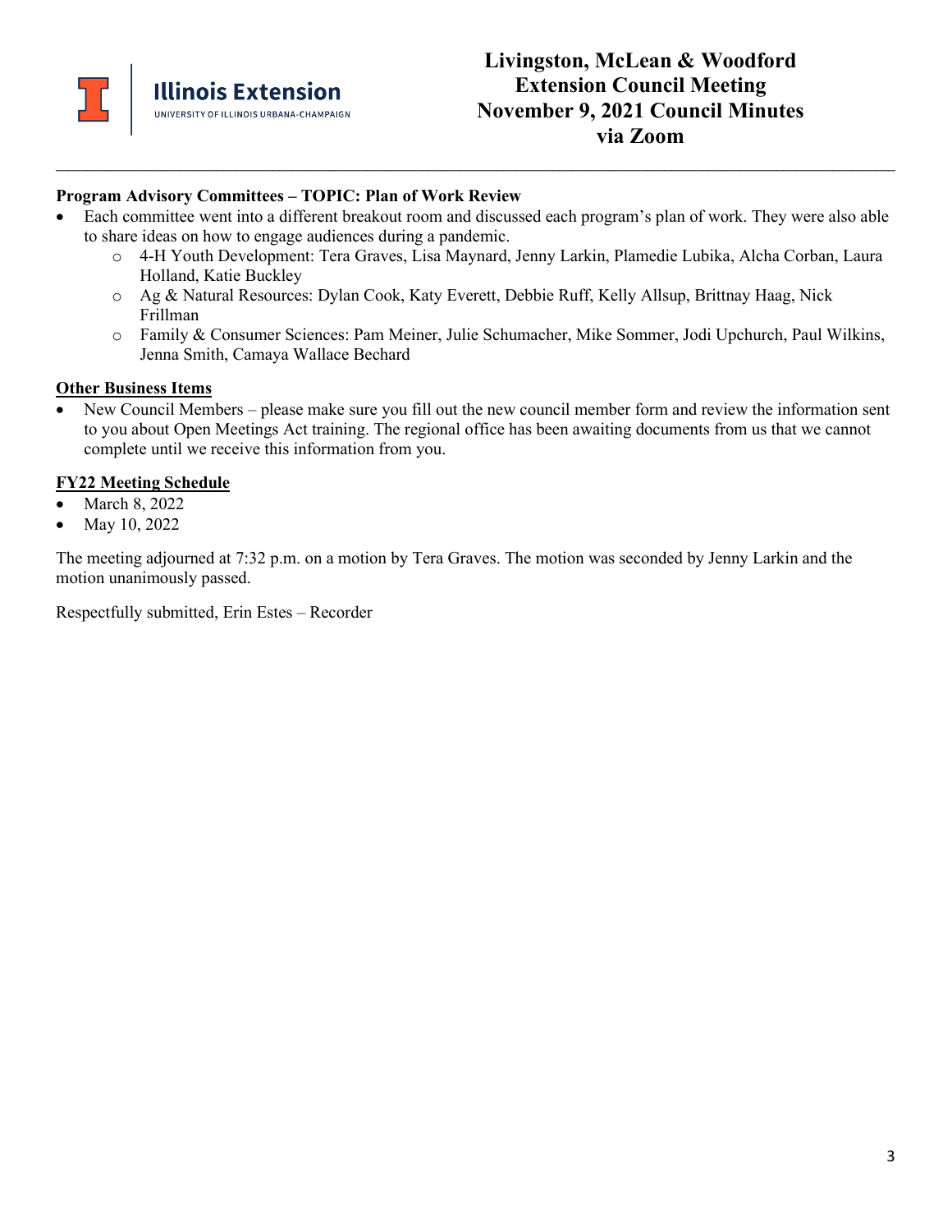# Livingston, McLean & Woodford Extension Council Meeting November 9, 2021 Council Minutes via Zoom

**Program Advisory Committees – TOPIC: Plan of Work Review**

- Each committee went into a different breakout room and discussed each program's plan of work. They were also able to share ideas on how to engage audiences during a pandemic.
  - 4-H Youth Development: Tera Graves, Lisa Maynard, Jenny Larkin, Plamedie Lubika, Alcha Corban, Laura Holland, Katie Buckley
  - Ag & Natural Resources: Dylan Cook, Katy Everett, Debbie Ruff, Kelly Allsup, Brittnay Haag, Nick Frillman
  - Family & Consumer Sciences: Pam Meiner, Julie Schumacher, Mike Sommer, Jodi Upchurch, Paul Wilkins, Jenna Smith, Camaya Wallace Bechard

**Other Business Items**

- New Council Members – please make sure you fill out the new council member form and review the information sent to you about Open Meetings Act training. The regional office has been awaiting documents from us that we cannot complete until we receive this information from you.

**FY22 Meeting Schedule**

- March 8, 2022
- May 10, 2022

The meeting adjourned at 7:32 p.m. on a motion by Tera Graves. The motion was seconded by Jenny Larkin and the motion unanimously passed.

Respectfully submitted, Erin Estes – Recorder